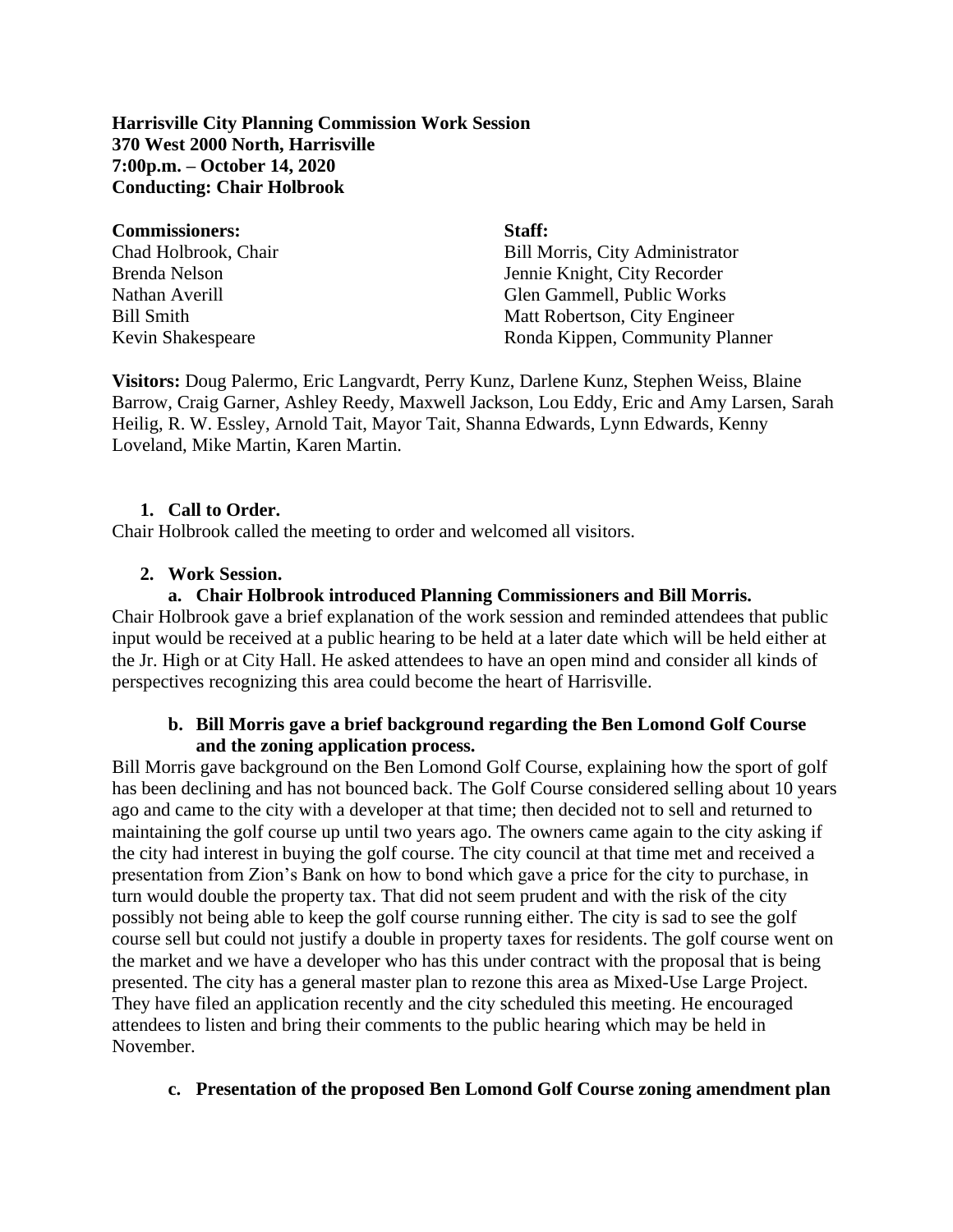**Harrisville City Planning Commission Work Session**
**370 West 2000 North, Harrisville**
**7:00p.m. – October 14, 2020**
**Conducting: Chair Holbrook**

| **Commissioners:** | **Staff:** |
|---|---|
| Chad Holbrook, Chair | Bill Morris, City Administrator |
| Brenda Nelson | Jennie Knight, City Recorder |
| Nathan Averill | Glen Gammell, Public Works |
| Bill Smith | Matt Robertson, City Engineer |
| Kevin Shakespeare | Ronda Kippen, Community Planner |

**Visitors:** Doug Palermo, Eric Langvardt, Perry Kunz, Darlene Kunz, Stephen Weiss, Blaine Barrow, Craig Garner, Ashley Reedy, Maxwell Jackson, Lou Eddy, Eric and Amy Larsen, Sarah Heilig, R. W. Essley, Arnold Tait, Mayor Tait, Shanna Edwards, Lynn Edwards, Kenny Loveland, Mike Martin, Karen Martin.

1. **Call to Order.**

Chair Holbrook called the meeting to order and welcomed all visitors.

2. **Work Session.**
   a. **Chair Holbrook introduced Planning Commissioners and Bill Morris.**

Chair Holbrook gave a brief explanation of the work session and reminded attendees that public input would be received at a public hearing to be held at a later date which will be held either at the Jr. High or at City Hall. He asked attendees to have an open mind and consider all kinds of perspectives recognizing this area could become the heart of Harrisville.

   b. **Bill Morris gave a brief background regarding the Ben Lomond Golf Course and the zoning application process.**

Bill Morris gave background on the Ben Lomond Golf Course, explaining how the sport of golf has been declining and has not bounced back. The Golf Course considered selling about 10 years ago and came to the city with a developer at that time; then decided not to sell and returned to maintaining the golf course up until two years ago. The owners came again to the city asking if the city had interest in buying the golf course. The city council at that time met and received a presentation from Zion's Bank on how to bond which gave a price for the city to purchase, in turn would double the property tax. That did not seem prudent and with the risk of the city possibly not being able to keep the golf course running either. The city is sad to see the golf course sell but could not justify a double in property taxes for residents. The golf course went on the market and we have a developer who has this under contract with the proposal that is being presented. The city has a general master plan to rezone this area as Mixed-Use Large Project. They have filed an application recently and the city scheduled this meeting. He encouraged attendees to listen and bring their comments to the public hearing which may be held in November.

   c. **Presentation of the proposed Ben Lomond Golf Course zoning amendment plan**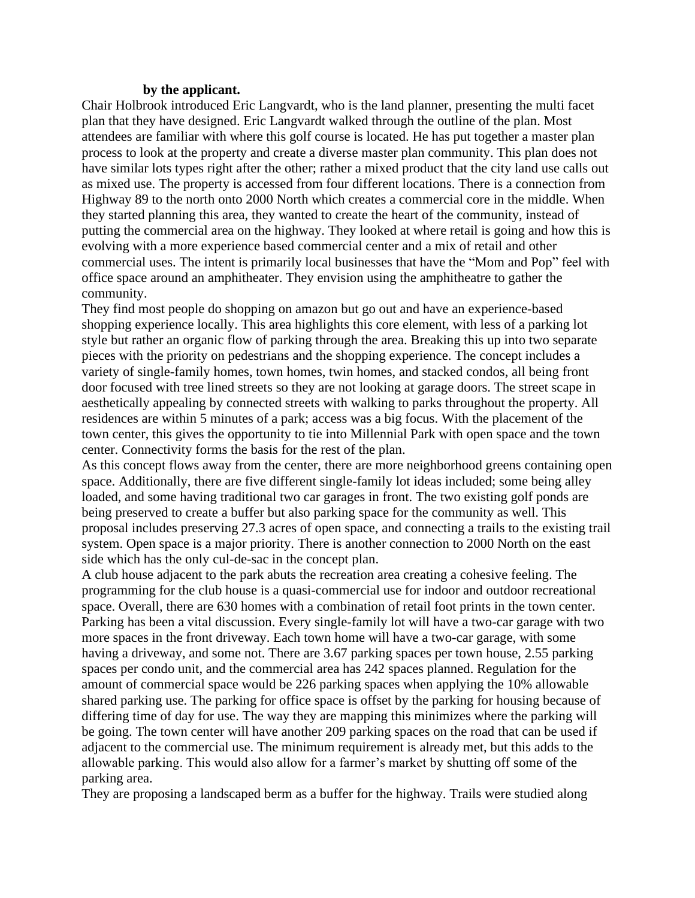**by the applicant.**

Chair Holbrook introduced Eric Langvardt, who is the land planner, presenting the multi facet plan that they have designed. Eric Langvardt walked through the outline of the plan. Most attendees are familiar with where this golf course is located. He has put together a master plan process to look at the property and create a diverse master plan community. This plan does not have similar lots types right after the other; rather a mixed product that the city land use calls out as mixed use. The property is accessed from four different locations. There is a connection from Highway 89 to the north onto 2000 North which creates a commercial core in the middle. When they started planning this area, they wanted to create the heart of the community, instead of putting the commercial area on the highway. They looked at where retail is going and how this is evolving with a more experience based commercial center and a mix of retail and other commercial uses. The intent is primarily local businesses that have the "Mom and Pop" feel with office space around an amphitheater. They envision using the amphitheatre to gather the community.

They find most people do shopping on amazon but go out and have an experience-based shopping experience locally. This area highlights this core element, with less of a parking lot style but rather an organic flow of parking through the area. Breaking this up into two separate pieces with the priority on pedestrians and the shopping experience. The concept includes a variety of single-family homes, town homes, twin homes, and stacked condos, all being front door focused with tree lined streets so they are not looking at garage doors. The street scape in aesthetically appealing by connected streets with walking to parks throughout the property. All residences are within 5 minutes of a park; access was a big focus. With the placement of the town center, this gives the opportunity to tie into Millennial Park with open space and the town center. Connectivity forms the basis for the rest of the plan.

As this concept flows away from the center, there are more neighborhood greens containing open space. Additionally, there are five different single-family lot ideas included; some being alley loaded, and some having traditional two car garages in front. The two existing golf ponds are being preserved to create a buffer but also parking space for the community as well. This proposal includes preserving 27.3 acres of open space, and connecting a trails to the existing trail system. Open space is a major priority. There is another connection to 2000 North on the east side which has the only cul-de-sac in the concept plan.

A club house adjacent to the park abuts the recreation area creating a cohesive feeling. The programming for the club house is a quasi-commercial use for indoor and outdoor recreational space. Overall, there are 630 homes with a combination of retail foot prints in the town center. Parking has been a vital discussion. Every single-family lot will have a two-car garage with two more spaces in the front driveway. Each town home will have a two-car garage, with some having a driveway, and some not. There are 3.67 parking spaces per town house, 2.55 parking spaces per condo unit, and the commercial area has 242 spaces planned. Regulation for the amount of commercial space would be 226 parking spaces when applying the 10% allowable shared parking use. The parking for office space is offset by the parking for housing because of differing time of day for use. The way they are mapping this minimizes where the parking will be going. The town center will have another 209 parking spaces on the road that can be used if adjacent to the commercial use. The minimum requirement is already met, but this adds to the allowable parking. This would also allow for a farmer's market by shutting off some of the parking area.

They are proposing a landscaped berm as a buffer for the highway. Trails were studied along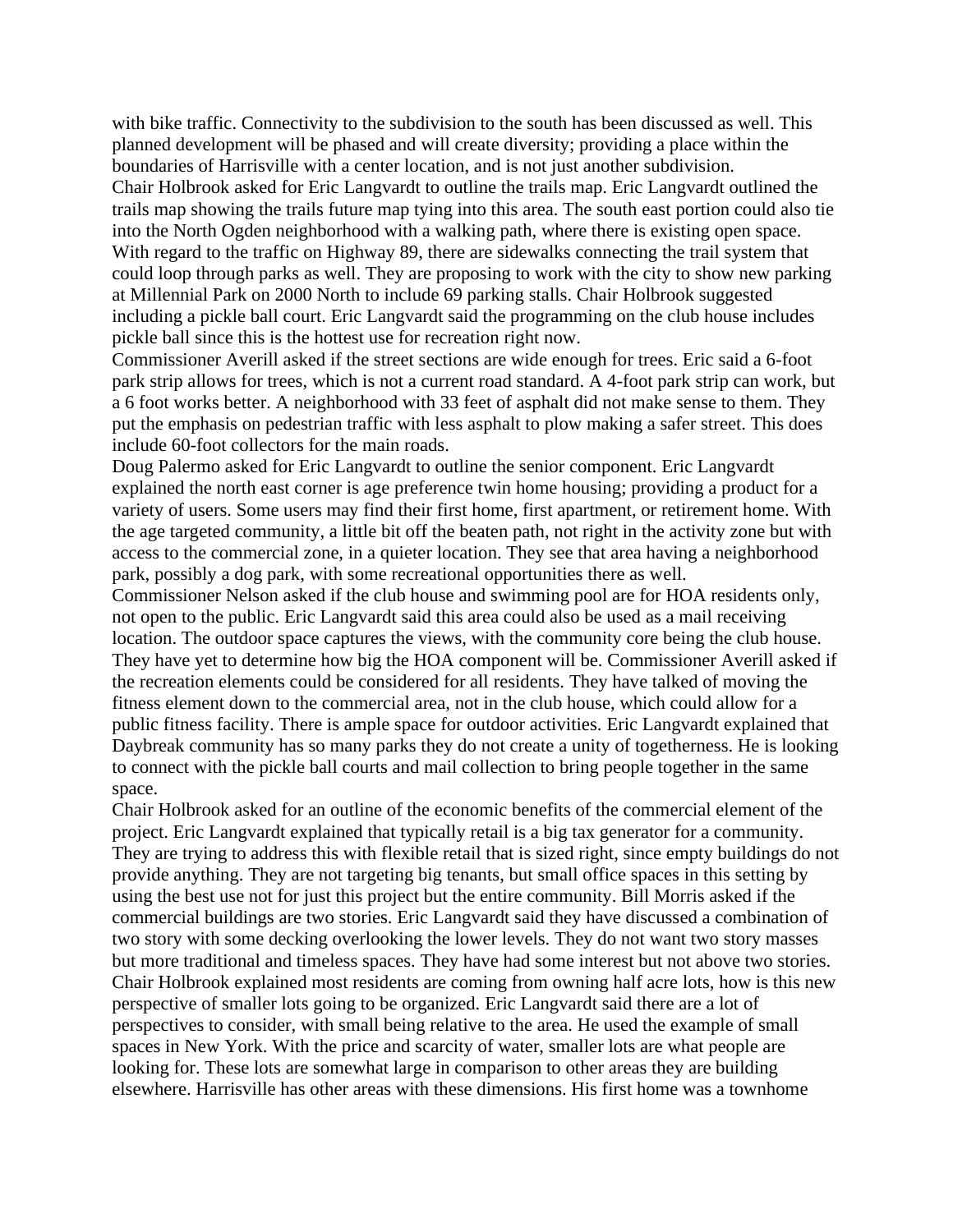with bike traffic. Connectivity to the subdivision to the south has been discussed as well. This planned development will be phased and will create diversity; providing a place within the boundaries of Harrisville with a center location, and is not just another subdivision.

Chair Holbrook asked for Eric Langvardt to outline the trails map. Eric Langvardt outlined the trails map showing the trails future map tying into this area. The south east portion could also tie into the North Ogden neighborhood with a walking path, where there is existing open space. With regard to the traffic on Highway 89, there are sidewalks connecting the trail system that could loop through parks as well. They are proposing to work with the city to show new parking at Millennial Park on 2000 North to include 69 parking stalls. Chair Holbrook suggested including a pickle ball court. Eric Langvardt said the programming on the club house includes pickle ball since this is the hottest use for recreation right now.

Commissioner Averill asked if the street sections are wide enough for trees. Eric said a 6-foot park strip allows for trees, which is not a current road standard. A 4-foot park strip can work, but a 6 foot works better. A neighborhood with 33 feet of asphalt did not make sense to them. They put the emphasis on pedestrian traffic with less asphalt to plow making a safer street. This does include 60-foot collectors for the main roads.

Doug Palermo asked for Eric Langvardt to outline the senior component. Eric Langvardt explained the north east corner is age preference twin home housing; providing a product for a variety of users. Some users may find their first home, first apartment, or retirement home. With the age targeted community, a little bit off the beaten path, not right in the activity zone but with access to the commercial zone, in a quieter location. They see that area having a neighborhood park, possibly a dog park, with some recreational opportunities there as well.

Commissioner Nelson asked if the club house and swimming pool are for HOA residents only, not open to the public. Eric Langvardt said this area could also be used as a mail receiving location. The outdoor space captures the views, with the community core being the club house. They have yet to determine how big the HOA component will be. Commissioner Averill asked if the recreation elements could be considered for all residents. They have talked of moving the fitness element down to the commercial area, not in the club house, which could allow for a public fitness facility. There is ample space for outdoor activities. Eric Langvardt explained that Daybreak community has so many parks they do not create a unity of togetherness. He is looking to connect with the pickle ball courts and mail collection to bring people together in the same space.

Chair Holbrook asked for an outline of the economic benefits of the commercial element of the project. Eric Langvardt explained that typically retail is a big tax generator for a community. They are trying to address this with flexible retail that is sized right, since empty buildings do not provide anything. They are not targeting big tenants, but small office spaces in this setting by using the best use not for just this project but the entire community. Bill Morris asked if the commercial buildings are two stories. Eric Langvardt said they have discussed a combination of two story with some decking overlooking the lower levels. They do not want two story masses but more traditional and timeless spaces. They have had some interest but not above two stories.

Chair Holbrook explained most residents are coming from owning half acre lots, how is this new perspective of smaller lots going to be organized. Eric Langvardt said there are a lot of perspectives to consider, with small being relative to the area. He used the example of small spaces in New York. With the price and scarcity of water, smaller lots are what people are looking for. These lots are somewhat large in comparison to other areas they are building elsewhere. Harrisville has other areas with these dimensions. His first home was a townhome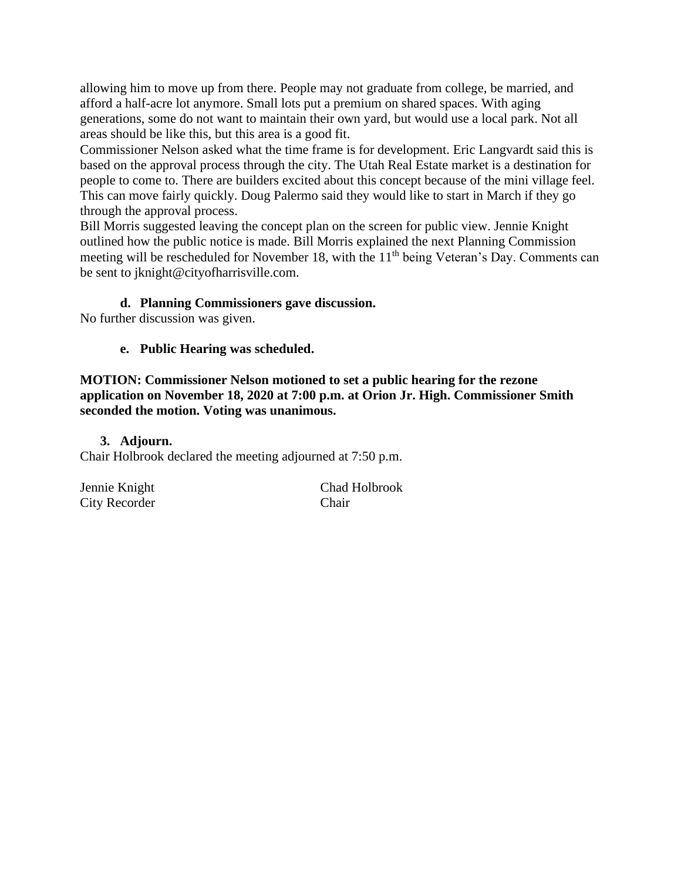allowing him to move up from there. People may not graduate from college, be married, and afford a half-acre lot anymore. Small lots put a premium on shared spaces. With aging generations, some do not want to maintain their own yard, but would use a local park. Not all areas should be like this, but this area is a good fit.

Commissioner Nelson asked what the time frame is for development. Eric Langvardt said this is based on the approval process through the city. The Utah Real Estate market is a destination for people to come to. There are builders excited about this concept because of the mini village feel. This can move fairly quickly. Doug Palermo said they would like to start in March if they go through the approval process.

Bill Morris suggested leaving the concept plan on the screen for public view. Jennie Knight outlined how the public notice is made. Bill Morris explained the next Planning Commission meeting will be rescheduled for November 18, with the 11th being Veteran's Day. Comments can be sent to jknight@cityofharrisville.com.

**d. Planning Commissioners gave discussion.**

No further discussion was given.

**e. Public Hearing was scheduled.**

**MOTION: Commissioner Nelson motioned to set a public hearing for the rezone application on November 18, 2020 at 7:00 p.m. at Orion Jr. High. Commissioner Smith seconded the motion. Voting was unanimous.**

**3. Adjourn.**

Chair Holbrook declared the meeting adjourned at 7:50 p.m.

Jennie Knight
City Recorder

Chad Holbrook
Chair